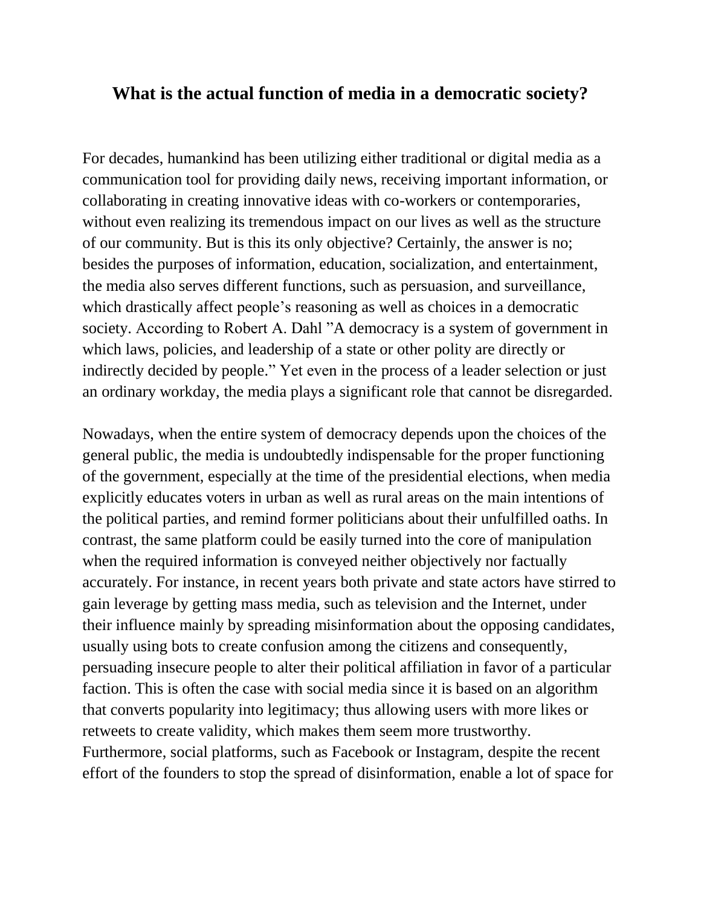# What is the actual function of media in a democratic society?

For decades, humankind has been utilizing either traditional or digital media as a communication tool for providing daily news, receiving important information, or collaborating in creating innovative ideas with co-workers or contemporaries, without even realizing its tremendous impact on our lives as well as the structure of our community. But is this its only objective? Certainly, the answer is no; besides the purposes of information, education, socialization, and entertainment, the media also serves different functions, such as persuasion, and surveillance, which drastically affect people's reasoning as well as choices in a democratic society. According to Robert A. Dahl "A democracy is a system of government in which laws, policies, and leadership of a state or other polity are directly or indirectly decided by people." Yet even in the process of a leader selection or just an ordinary workday, the media plays a significant role that cannot be disregarded.

Nowadays, when the entire system of democracy depends upon the choices of the general public, the media is undoubtedly indispensable for the proper functioning of the government, especially at the time of the presidential elections, when media explicitly educates voters in urban as well as rural areas on the main intentions of the political parties, and remind former politicians about their unfulfilled oaths. In contrast, the same platform could be easily turned into the core of manipulation when the required information is conveyed neither objectively nor factually accurately. For instance, in recent years both private and state actors have stirred to gain leverage by getting mass media, such as television and the Internet, under their influence mainly by spreading misinformation about the opposing candidates, usually using bots to create confusion among the citizens and consequently, persuading insecure people to alter their political affiliation in favor of a particular faction. This is often the case with social media since it is based on an algorithm that converts popularity into legitimacy; thus allowing users with more likes or retweets to create validity, which makes them seem more trustworthy. Furthermore, social platforms, such as Facebook or Instagram, despite the recent effort of the founders to stop the spread of disinformation, enable a lot of space for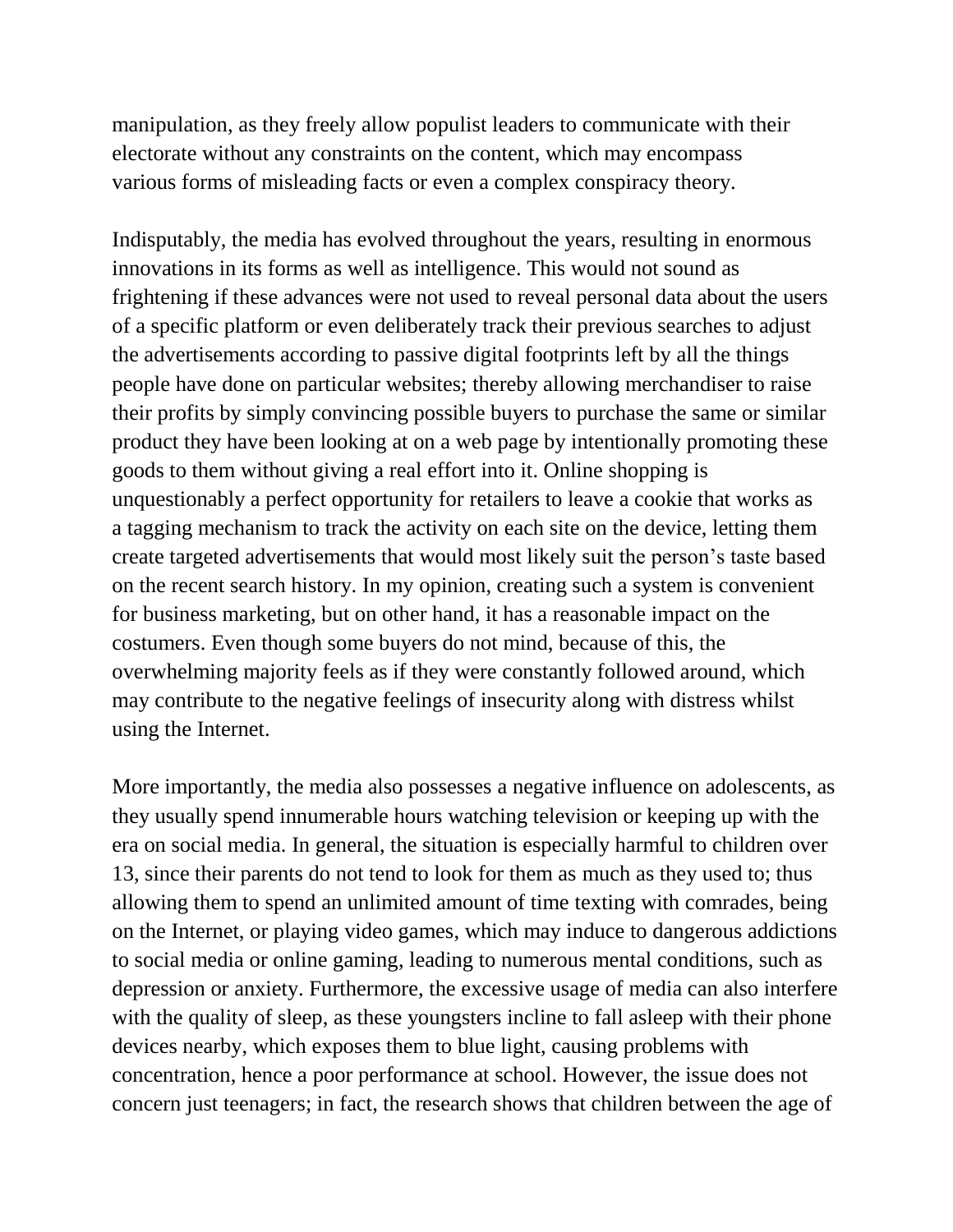manipulation, as they freely allow populist leaders to communicate with their electorate without any constraints on the content, which may encompass various forms of misleading facts or even a complex conspiracy theory.

Indisputably, the media has evolved throughout the years, resulting in enormous innovations in its forms as well as intelligence. This would not sound as frightening if these advances were not used to reveal personal data about the users of a specific platform or even deliberately track their previous searches to adjust the advertisements according to passive digital footprints left by all the things people have done on particular websites; thereby allowing merchandiser to raise their profits by simply convincing possible buyers to purchase the same or similar product they have been looking at on a web page by intentionally promoting these goods to them without giving a real effort into it. Online shopping is unquestionably a perfect opportunity for retailers to leave a cookie that works as a tagging mechanism to track the activity on each site on the device, letting them create targeted advertisements that would most likely suit the person's taste based on the recent search history. In my opinion, creating such a system is convenient for business marketing, but on other hand, it has a reasonable impact on the costumers. Even though some buyers do not mind, because of this, the overwhelming majority feels as if they were constantly followed around, which may contribute to the negative feelings of insecurity along with distress whilst using the Internet.

More importantly, the media also possesses a negative influence on adolescents, as they usually spend innumerable hours watching television or keeping up with the era on social media. In general, the situation is especially harmful to children over 13, since their parents do not tend to look for them as much as they used to; thus allowing them to spend an unlimited amount of time texting with comrades, being on the Internet, or playing video games, which may induce to dangerous addictions to social media or online gaming, leading to numerous mental conditions, such as depression or anxiety. Furthermore, the excessive usage of media can also interfere with the quality of sleep, as these youngsters incline to fall asleep with their phone devices nearby, which exposes them to blue light, causing problems with concentration, hence a poor performance at school. However, the issue does not concern just teenagers; in fact, the research shows that children between the age of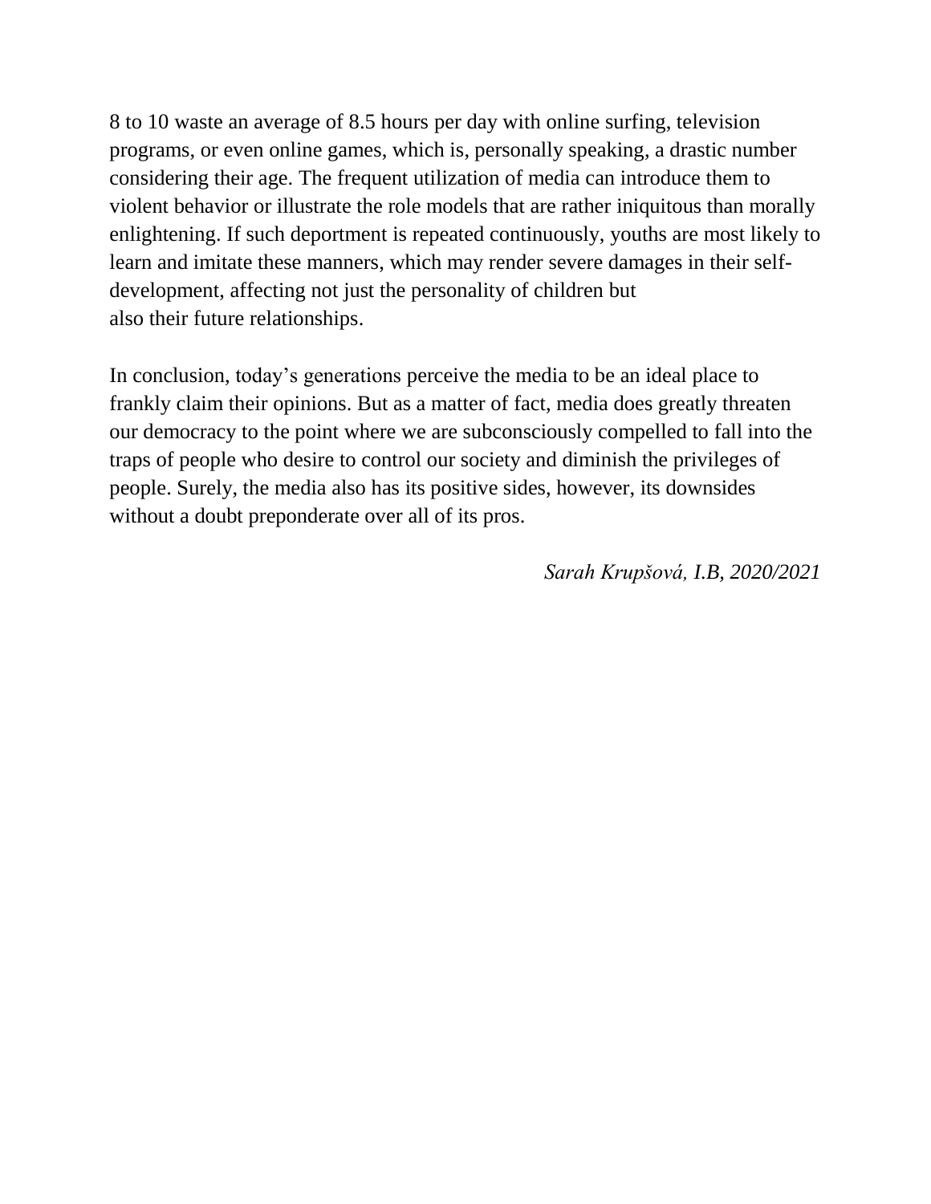8 to 10 waste an average of 8.5 hours per day with online surfing, television programs, or even online games, which is, personally speaking, a drastic number considering their age. The frequent utilization of media can introduce them to violent behavior or illustrate the role models that are rather iniquitous than morally enlightening. If such deportment is repeated continuously, youths are most likely to learn and imitate these manners, which may render severe damages in their self-development, affecting not just the personality of children but also their future relationships.

In conclusion, today's generations perceive the media to be an ideal place to frankly claim their opinions. But as a matter of fact, media does greatly threaten our democracy to the point where we are subconsciously compelled to fall into the traps of people who desire to control our society and diminish the privileges of people. Surely, the media also has its positive sides, however, its downsides without a doubt preponderate over all of its pros.

*Sarah Krupšová, I.B, 2020/2021*